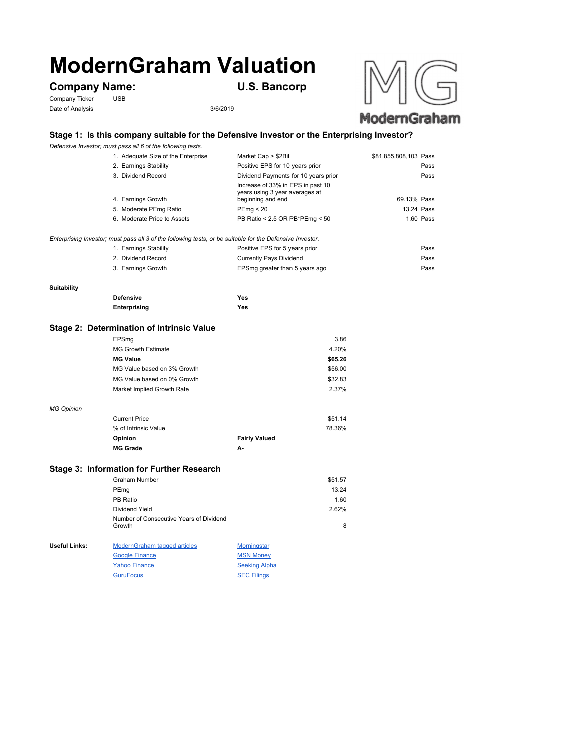# ModernGraham Valuation

## Company Name: U.S. Bancorp

Company Ticker USB

Date of Analysis 3/6/2019

## Stage 1: Is this company suitable for the Defensive Investor or the Enterprising Investor?

*Defensive Investor; must pass all 6 of the following tests.*

| Test | Criteria | Value | Result |
|---|---|---|---|
| 1. Adequate Size of the Enterprise | Market Cap > $2Bil | $81,855,808,103 | Pass |
| 2. Earnings Stability | Positive EPS for 10 years prior | | Pass |
| 3. Dividend Record | Dividend Payments for 10 years prior | | Pass |
| 4. Earnings Growth | Increase of 33% in EPS in past 10 years using 3 year averages at beginning and end | 69.13% | Pass |
| 5. Moderate PEmg Ratio | PEmg < 20 | 13.24 | Pass |
| 6. Moderate Price to Assets | PB Ratio < 2.5 OR PB*PEmg < 50 | 1.60 | Pass |

*Enterprising Investor; must pass all 3 of the following tests, or be suitable for the Defensive Investor.*

| Test | Criteria | Result |
|---|---|---|
| 1. Earnings Stability | Positive EPS for 5 years prior | Pass |
| 2. Dividend Record | Currently Pays Dividend | Pass |
| 3. Earnings Growth | EPSmg greater than 5 years ago | Pass |

**Suitability**

| | |
|---|---|
| **Defensive** | **Yes** |
| **Enterprising** | **Yes** |

## Stage 2: Determination of Intrinsic Value

| | |
|---|---|
| EPSmg | 3.86 |
| MG Growth Estimate | 4.20% |
| **MG Value** | **$65.26** |
| MG Value based on 3% Growth | $56.00 |
| MG Value based on 0% Growth | $32.83 |
| Market Implied Growth Rate | 2.37% |

*MG Opinion*

| | | |
|---|---|---|
| Current Price | | $51.14 |
| % of Intrinsic Value | | 78.36% |
| **Opinion** | **Fairly Valued** | |
| **MG Grade** | **A-** | |

## Stage 3: Information for Further Research

| | |
|---|---|
| Graham Number | $51.57 |
| PEmg | 13.24 |
| PB Ratio | 1.60 |
| Dividend Yield | 2.62% |
| Number of Consecutive Years of Dividend Growth | 8 |

**Useful Links:**

- ModernGraham tagged articles
- Google Finance
- Yahoo Finance
- GuruFocus
- Morningstar
- MSN Money
- Seeking Alpha
- SEC Filings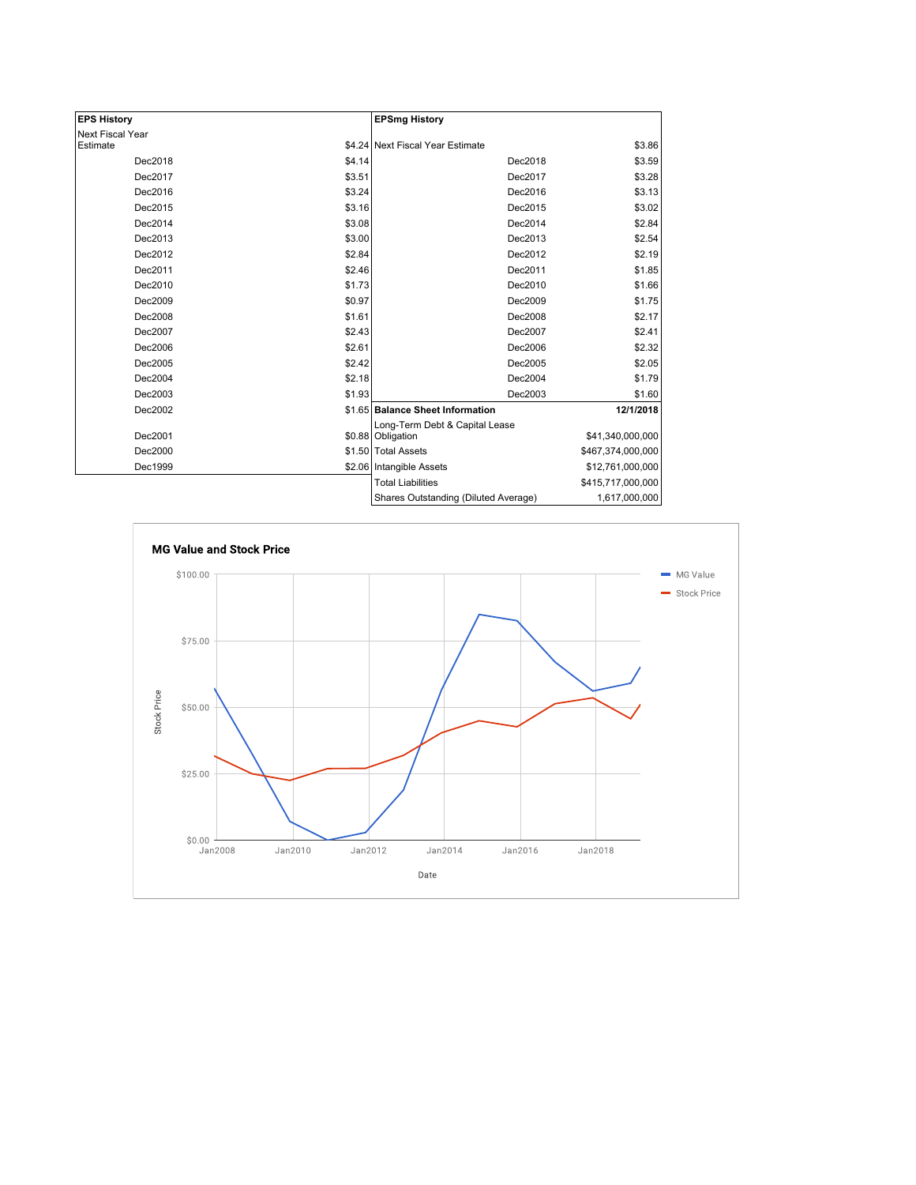| EPS History | |
|---|---|
| Next Fiscal Year Estimate | $4.24 |
| Dec2018 | $4.14 |
| Dec2017 | $3.51 |
| Dec2016 | $3.24 |
| Dec2015 | $3.16 |
| Dec2014 | $3.08 |
| Dec2013 | $3.00 |
| Dec2012 | $2.84 |
| Dec2011 | $2.46 |
| Dec2010 | $1.73 |
| Dec2009 | $0.97 |
| Dec2008 | $1.61 |
| Dec2007 | $2.43 |
| Dec2006 | $2.61 |
| Dec2005 | $2.42 |
| Dec2004 | $2.18 |
| Dec2003 | $1.93 |
| Dec2002 | $1.65 |
| Dec2001 | $0.88 |
| Dec2000 | $1.50 |
| Dec1999 | $2.06 |

| EPSmg History | |
|---|---|
| Next Fiscal Year Estimate | $3.86 |
| Dec2018 | $3.59 |
| Dec2017 | $3.28 |
| Dec2016 | $3.13 |
| Dec2015 | $3.02 |
| Dec2014 | $2.84 |
| Dec2013 | $2.54 |
| Dec2012 | $2.19 |
| Dec2011 | $1.85 |
| Dec2010 | $1.66 |
| Dec2009 | $1.75 |
| Dec2008 | $2.17 |
| Dec2007 | $2.41 |
| Dec2006 | $2.32 |
| Dec2005 | $2.05 |
| Dec2004 | $1.79 |
| Dec2003 | $1.60 |

| Balance Sheet Information | 12/1/2018 |
|---|---|
| Long-Term Debt & Capital Lease Obligation | $41,340,000,000 |
| Total Assets | $467,374,000,000 |
| Intangible Assets | $12,761,000,000 |
| Total Liabilities | $415,717,000,000 |
| Shares Outstanding (Diluted Average) | 1,617,000,000 |

**MG Value and Stock Price**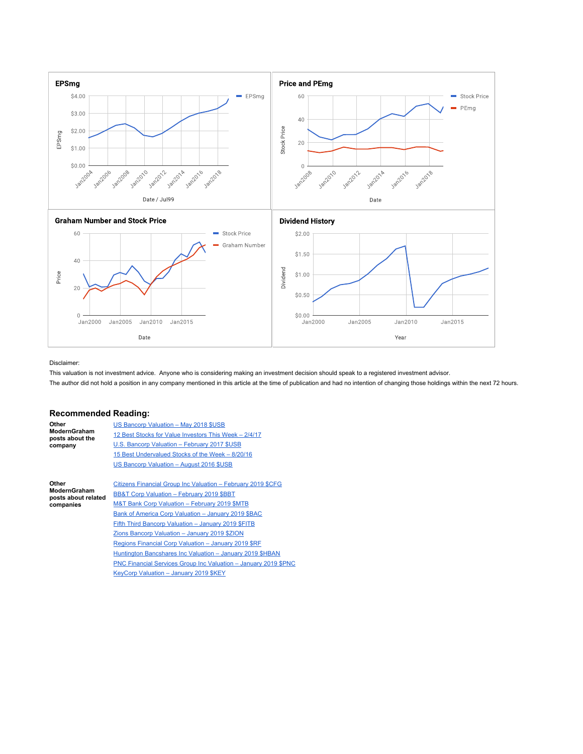**EPSmg**

$4.00
$3.00
$2.00
$1.00
$0.00

EPSmg

Jan2004 Jan2006 Jan2008 Jan2010 Jan2012 Jan2014 Jan2016 Jan2018

Date / Jul99

**Price and PEmg**

60
40
20
0

Stock Price
PEmg

Jan2008 Jan2010 Jan2012 Jan2014 Jan2016 Jan2018

Date

**Graham Number and Stock Price**

60
40
20
0

Stock Price
Graham Number

Price

Jan2000 Jan2005 Jan2010 Jan2015

Date

**Dividend History**

$2.00
$1.50
$1.00
$0.50
$0.00

Dividend

Jan2000 Jan2005 Jan2010 Jan2015

Year

Disclaimer:

This valuation is not investment advice. Anyone who is considering making an investment decision should speak to a registered investment advisor.

The author did not hold a position in any company mentioned in this article at the time of publication and had no intention of changing those holdings within the next 72 hours.

## Recommended Reading:

| | |
|---|---|
| **Other ModernGraham posts about the company** | US Bancorp Valuation – May 2018 $USB<br>12 Best Stocks for Value Investors This Week – 2/4/17<br>U.S. Bancorp Valuation – February 2017 $USB<br>15 Best Undervalued Stocks of the Week – 8/20/16<br>US Bancorp Valuation – August 2016 $USB |
| **Other ModernGraham posts about related companies** | Citizens Financial Group Inc Valuation – February 2019 $CFG<br>BB&T Corp Valuation – February 2019 $BBT<br>M&T Bank Corp Valuation – February 2019 $MTB<br>Bank of America Corp Valuation – January 2019 $BAC<br>Fifth Third Bancorp Valuation – January 2019 $FITB<br>Zions Bancorp Valuation – January 2019 $ZION<br>Regions Financial Corp Valuation – January 2019 $RF<br>Huntington Bancshares Inc Valuation – January 2019 $HBAN<br>PNC Financial Services Group Inc Valuation – January 2019 $PNC<br>KeyCorp Valuation – January 2019 $KEY |